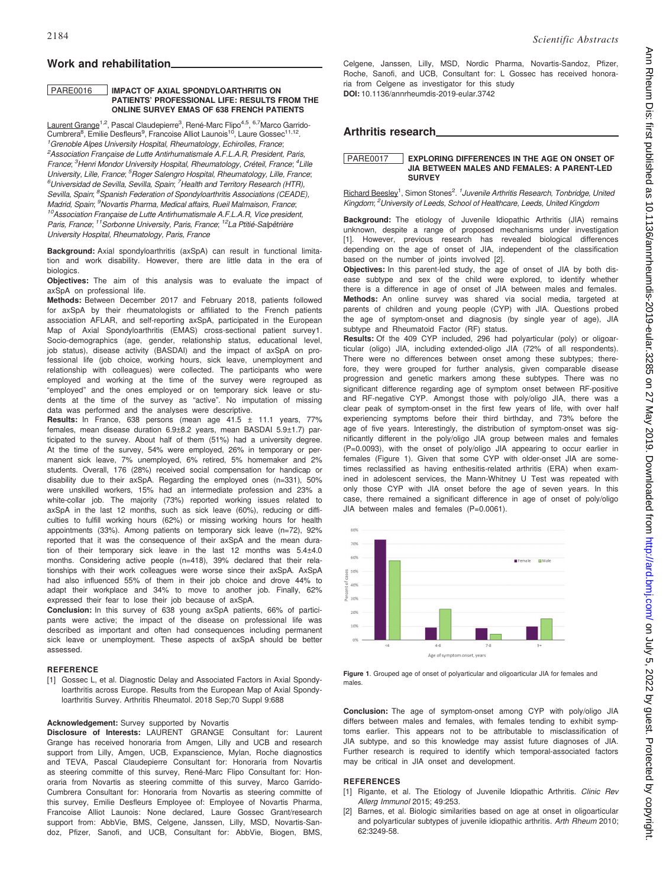## Work and rehabilitation

### PARE0016 IMPACT OF AXIAL SPONDYLOARTHRITIS ON PATIENTS' PROFESSIONAL LIFE: RESULTS FROM THE ONLINE SURVEY EMAS OF 638 FRENCH PATIENTS

Laurent Grange[1,2], Pascal Claudepierre[3], René-Marc Flipo[4,5], [6,7]Marco Garrido-Cumbrera[8], Emilie Desfleurs[9], Francoise Alliot Launois[10], Laure Gossec[11,12]. [1]Grenoble Alpes University Hospital, Rheumatology, Echirolles, France; [2]Association Française de Lutte Antirhumatismale A.F.L.A.R, President, Paris, France; [3]Henri Mondor University Hospital, Rheumatology, Créteil, France; [4]Lille University, Lille, France; [5]Roger Salengro Hospital, Rheumatology, Lille, France; [6]Universidad de Sevilla, Sevilla, Spain; [7]Health and Territory Research (HTR), Sevilla, Spain; [8]Spanish Federation of Spondyloarthritis Associations (CEADE), Madrid, Spain; [9]Novartis Pharma, Medical affairs, Rueil Malmaison, France; [10]Association Française de Lutte Antirhumatismale A.F.L.A.R, Vice president, Paris, France; [11]Sorbonne University, Paris, France; [12]La Ptitié-Salpêtrière University Hospital, Rheumatology, Paris, France

**Background:** Axial spondyloarthritis (axSpA) can result in functional limitation and work disability. However, there are little data in the era of biologics.

**Objectives:** The aim of this analysis was to evaluate the impact of axSpA on professional life.

**Methods:** Between December 2017 and February 2018, patients followed for axSpA by their rheumatologists or affiliated to the French patients association AFLAR, and self-reporting axSpA, participated in the European Map of Axial Spondyloarthritis (EMAS) cross-sectional patient survey1. Socio-demographics (age, gender, relationship status, educational level, job status), disease activity (BASDAI) and the impact of axSpA on professional life (job choice, working hours, sick leave, unemployment and relationship with colleagues) were collected. The participants who were employed and working at the time of the survey were regrouped as "employed" and the ones employed or on temporary sick leave or students at the time of the survey as "active". No imputation of missing data was performed and the analyses were descriptive.

**Results:** In France, 638 persons (mean age 41.5 ± 11.1 years, 77% females, mean disease duration 6.9±8.2 years, mean BASDAI 5.9±1.7) participated to the survey. About half of them (51%) had a university degree. At the time of the survey, 54% were employed, 26% in temporary or permanent sick leave, 7% unemployed, 6% retired, 5% homemaker and 2% students. Overall, 176 (28%) received social compensation for handicap or disability due to their axSpA. Regarding the employed ones (n=331), 50% were unskilled workers, 15% had an intermediate profession and 23% a white-collar job. The majority (73%) reported working issues related to axSpA in the last 12 months, such as sick leave (60%), reducing or difficulties to fulfill working hours (62%) or missing working hours for health appointments (33%). Among patients on temporary sick leave (n=72), 92% reported that it was the consequence of their axSpA and the mean duration of their temporary sick leave in the last 12 months was 5.4±4.0 months. Considering active people (n=418), 39% declared that their relationships with their work colleagues were worse since their axSpA. AxSpA had also influenced 55% of them in their job choice and drove 44% to adapt their workplace and 34% to move to another job. Finally, 62% expressed their fear to lose their job because of axSpA.

**Conclusion:** In this survey of 638 young axSpA patients, 66% of participants were active; the impact of the disease on professional life was described as important and often had consequences including permanent sick leave or unemployment. These aspects of axSpA should be better assessed.

#### REFERENCE

[1] Gossec L, et al. Diagnostic Delay and Associated Factors in Axial Spondyloarthritis across Europe. Results from the European Map of Axial Spondyloarthritis Survey. Arthritis Rheumatol. 2018 Sep;70 Suppl 9:688

**Acknowledgement:** Survey supported by Novartis

**Disclosure of Interests:** LAURENT GRANGE Consultant for: Laurent Grange has received honoraria from Amgen, Lilly and UCB and research support from Lilly, Amgen, UCB, Expanscience, Mylan, Roche diagnostics and TEVA, Pascal Claudepierre Consultant for: Honoraria from Novartis as steering committe of this survey, René-Marc Flipo Consultant for: Honoraria from Novartis as steering committe of this survey, Marco Garrido-Cumbrera Consultant for: Honoraria from Novartis as steering committe of this survey, Emilie Desfleurs Employee of: Employee of Novartis Pharma, Francoise Alliot Launois: None declared, Laure Gossec Grant/research support from: AbbVie, BMS, Celgene, Janssen, Lilly, MSD, Novartis-Sandoz, Pfizer, Sanofi, and UCB, Consultant for: AbbVie, Biogen, BMS, Celgene, Janssen, Lilly, MSD, Nordic Pharma, Novartis-Sandoz, Pfizer, Roche, Sanofi, and UCB, Consultant for: L Gossec has received honoraria from Celgene as investigator for this study

**DOI:** 10.1136/annrheumdis-2019-eular.3742

## Arthritis research

### PARE0017 EXPLORING DIFFERENCES IN THE AGE ON ONSET OF JIA BETWEEN MALES AND FEMALES: A PARENT-LED SURVEY

Richard Beesley[1], Simon Stones[2]. [1]Juvenile Arthritis Research, Tonbridge, United Kingdom; [2]University of Leeds, School of Healthcare, Leeds, United Kingdom

**Background:** The etiology of Juvenile Idiopathic Arthritis (JIA) remains unknown, despite a range of proposed mechanisms under investigation [1]. However, previous research has revealed biological differences depending on the age of onset of JIA, independent of the classification based on the number of joints involved [2].

**Objectives:** In this parent-led study, the age of onset of JIA by both disease subtype and sex of the child were explored, to identify whether there is a difference in age of onset of JIA between males and females.

**Methods:** An online survey was shared via social media, targeted at parents of children and young people (CYP) with JIA. Questions probed the age of symptom-onset and diagnosis (by single year of age), JIA subtype and Rheumatoid Factor (RF) status.

**Results:** Of the 409 CYP included, 296 had polyarticular (poly) or oligoarticular (oligo) JIA, including extended-oligo JIA (72% of all respondents). There were no differences between onset among these subtypes; therefore, they were grouped for further analysis, given comparable disease progression and genetic markers among these subtypes. There was no significant difference regarding age of symptom onset between RF-positive and RF-negative CYP. Amongst those with poly/oligo JIA, there was a clear peak of symptom-onset in the first few years of life, with over half experiencing symptoms before their third birthday, and 73% before the age of five years. Interestingly, the distribution of symptom-onset was significantly different in the poly/oligo JIA group between males and females (P=0.0093), with the onset of poly/oligo JIA appearing to occur earlier in females (Figure 1). Given that some CYP with older-onset JIA are sometimes reclassified as having enthesitis-related arthritis (ERA) when examined in adolescent services, the Mann-Whitney U Test was repeated with only those CYP with JIA onset before the age of seven years. In this case, there remained a significant difference in age of onset of poly/oligo JIA between males and females (P=0.0061).

**Figure 1**. Grouped age of onset of polyarticular and oligoarticular JIA for females and males.

**Conclusion:** The age of symptom-onset among CYP with poly/oligo JIA differs between males and females, with females tending to exhibit symptoms earlier. This appears not to be attributable to misclassification of JIA subtype, and so this knowledge may assist future diagnoses of JIA. Further research is required to identify which temporal-associated factors may be critical in JIA onset and development.

#### REFERENCES

[1] Rigante, et al. The Etiology of Juvenile Idiopathic Arthritis. *Clinic Rev Allerg Immunol* 2015; 49:253.

[2] Barnes, et al. Biologic similarities based on age at onset in oligoarticular and polyarticular subtypes of juvenile idiopathic arthritis. *Arth Rheum* 2010; 62:3249-58.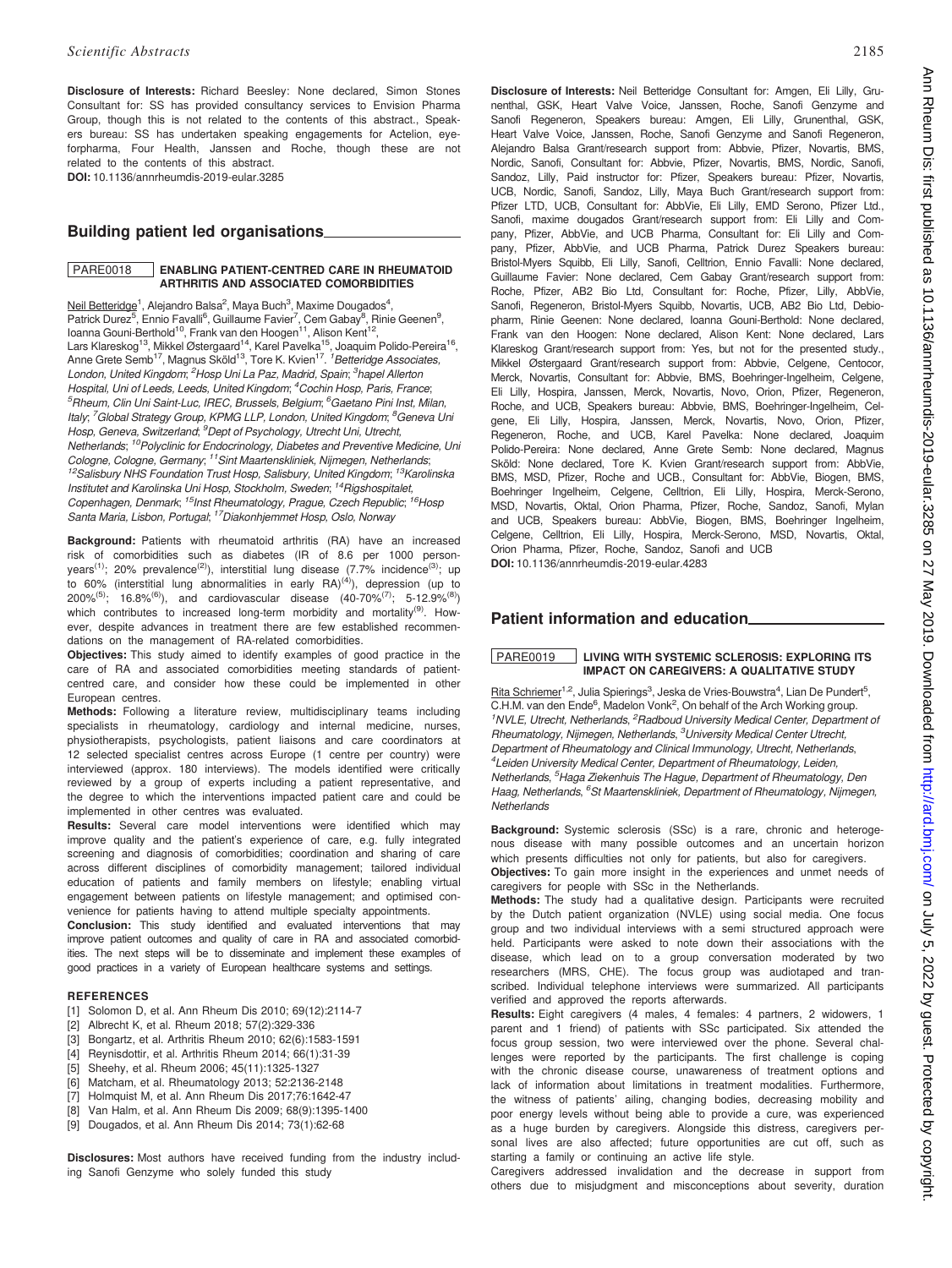**Disclosure of Interests:** Richard Beesley: None declared, Simon Stones Consultant for: SS has provided consultancy services to Envision Pharma Group, though this is not related to the contents of this abstract., Speakers bureau: SS has undertaken speaking engagements for Actelion, eyeforpharma, Four Health, Janssen and Roche, though these are not related to the contents of this abstract.

**DOI:** 10.1136/annrheumdis-2019-eular.3285

## Building patient led organisations

### PARE0018 ENABLING PATIENT-CENTRED CARE IN RHEUMATOID ARTHRITIS AND ASSOCIATED COMORBIDITIES

Neil Betteridge[1], Alejandro Balsa[2], Maya Buch[3], Maxime Dougados[4], Patrick Durez[5], Ennio Favalli[6], Guillaume Favier[7], Cem Gabay[8], Rinie Geenen[9], Ioanna Gouni-Berthold[10], Frank van den Hoogen[11], Alison Kent[12], Lars Klareskog[13], Mikkel Østergaard[14], Karel Pavelka[15], Joaquim Polido-Pereira[16], Anne Grete Semb[17], Magnus Sköld[13], Tore K. Kvien[17]. [1]*Betteridge Associates, London, United Kingdom*; [2]*Hosp Uni La Paz, Madrid, Spain*; [3]*hapel Allerton Hospital, Uni of Leeds, Leeds, United Kingdom*; [4]*Cochin Hosp, Paris, France*; [5]*Rheum, Clin Uni Saint-Luc, IREC, Brussels, Belgium*; [6]*Gaetano Pini Inst, Milan, Italy*; [7]*Global Strategy Group, KPMG LLP, London, United Kingdom*; [8]*Geneva Uni Hosp, Geneva, Switzerland*; [9]*Dept of Psychology, Utrecht Uni, Utrecht, Netherlands*; [10]*Polyclinic for Endocrinology, Diabetes and Preventive Medicine, Uni Cologne, Cologne, Germany*; [11]*Sint Maartenskliniek, Nijmegen, Netherlands*; [12]*Salisbury NHS Foundation Trust Hosp, Salisbury, United Kingdom*; [13]*Karolinska Institutet and Karolinska Uni Hosp, Stockholm, Sweden*; [14]*Rigshospitalet, Copenhagen, Denmark*; [15]*Inst Rheumatology, Prague, Czech Republic*; [16]*Hosp Santa Maria, Lisbon, Portugal*; [17]*Diakonhjemmet Hosp, Oslo, Norway*

**Background:** Patients with rheumatoid arthritis (RA) have an increased risk of comorbidities such as diabetes (IR of 8.6 per 1000 person-years[1]; 20% prevalence[2]), interstitial lung disease (7.7% incidence[3]; up to 60% (interstitial lung abnormalities in early RA)[4]), depression (up to 200%[5]; 16.8%[6]), and cardiovascular disease (40-70%[7]; 5-12.9%[8]) which contributes to increased long-term morbidity and mortality[9]. However, despite advances in treatment there are few established recommendations on the management of RA-related comorbidities.

**Objectives:** This study aimed to identify examples of good practice in the care of RA and associated comorbidities meeting standards of patient-centred care, and consider how these could be implemented in other European centres.

**Methods:** Following a literature review, multidisciplinary teams including specialists in rheumatology, cardiology and internal medicine, nurses, physiotherapists, psychologists, patient liaisons and care coordinators at 12 selected specialist centres across Europe (1 centre per country) were interviewed (approx. 180 interviews). The models identified were critically reviewed by a group of experts including a patient representative, and the degree to which the interventions impacted patient care and could be implemented in other centres was evaluated.

**Results:** Several care model interventions were identified which may improve quality and the patient's experience of care, e.g. fully integrated screening and diagnosis of comorbidities; coordination and sharing of care across different disciplines of comorbidity management; tailored individual education of patients and family members on lifestyle; enabling virtual engagement between patients on lifestyle management; and optimised convenience for patients having to attend multiple specialty appointments.

**Conclusion:** This study identified and evaluated interventions that may improve patient outcomes and quality of care in RA and associated comorbidities. The next steps will be to disseminate and implement these examples of good practices in a variety of European healthcare systems and settings.

#### REFERENCES

[1] Solomon D, et al. Ann Rheum Dis 2010; 69(12):2114-7
[2] Albrecht K, et al. Rheum 2018; 57(2):329-336
[3] Bongartz, et al. Arthritis Rheum 2010; 62(6):1583-1591
[4] Reynisdottir, et al. Arthritis Rheum 2014; 66(1):31-39
[5] Sheehy, et al. Rheum 2006; 45(11):1325-1327
[6] Matcham, et al. Rheumatology 2013; 52:2136-2148
[7] Holmquist M, et al. Ann Rheum Dis 2017;76:1642-47
[8] Van Halm, et al. Ann Rheum Dis 2009; 68(9):1395-1400
[9] Dougados, et al. Ann Rheum Dis 2014; 73(1):62-68

**Disclosures:** Most authors have received funding from the industry including Sanofi Genzyme who solely funded this study

**Disclosure of Interests:** Neil Betteridge Consultant for: Amgen, Eli Lilly, Grunenthal, GSK, Heart Valve Voice, Janssen, Roche, Sanofi Genzyme and Sanofi Regeneron, Speakers bureau: Amgen, Eli Lilly, Grunenthal, GSK, Heart Valve Voice, Janssen, Roche, Sanofi Genzyme and Sanofi Regeneron, Alejandro Balsa Grant/research support from: Abbvie, Pfizer, Novartis, BMS, Nordic, Sanofi, Consultant for: Abbvie, Pfizer, Novartis, BMS, Nordic, Sanofi, Sandoz, Lilly, Paid instructor for: Pfizer, Speakers bureau: Pfizer, Novartis, UCB, Nordic, Sanofi, Sandoz, Lilly, Maya Buch Grant/research support from: Pfizer LTD, UCB, Consultant for: AbbVie, Eli Lilly, EMD Serono, Pfizer Ltd., Sanofi, maxime dougados Grant/research support from: Eli Lilly and Company, Pfizer, AbbVie, and UCB Pharma, Consultant for: Eli Lilly and Company, Pfizer, AbbVie, and UCB Pharma, Patrick Durez Speakers bureau: Bristol-Myers Squibb, Eli Lilly, Sanofi, Celltrion, Ennio Favalli: None declared, Guillaume Favier: None declared, Cem Gabay Grant/research support from: Roche, Pfizer, AB2 Bio Ltd, Consultant for: Roche, Pfizer, Lilly, AbbVie, Sanofi, Regeneron, Bristol-Myers Squibb, Novartis, UCB, AB2 Bio Ltd, Debiopharm, Rinie Geenen: None declared, Ioanna Gouni-Berthold: None declared, Frank van den Hoogen: None declared, Alison Kent: None declared, Lars Klareskog Grant/research support from: Yes, but not for the presented study., Mikkel Østergaard Grant/research support from: Abbvie, Celgene, Centocor, Merck, Novartis, Consultant for: Abbvie, BMS, Boehringer-Ingelheim, Celgene, Eli Lilly, Hospira, Janssen, Merck, Novartis, Novo, Orion, Pfizer, Regeneron, Roche, and UCB, Speakers bureau: Abbvie, BMS, Boehringer-Ingelheim, Celgene, Eli Lilly, Hospira, Janssen, Merck, Novartis, Novo, Orion, Pfizer, Regeneron, Roche, and UCB, Karel Pavelka: None declared, Joaquim Polido-Pereira: None declared, Anne Grete Semb: None declared, Magnus Sköld: None declared, Tore K. Kvien Grant/research support from: AbbVie, BMS, MSD, Pfizer, Roche and UCB., Consultant for: AbbVie, Biogen, BMS, Boehringer Ingelheim, Celgene, Celltrion, Eli Lilly, Hospira, Merck-Serono, MSD, Novartis, Oktal, Orion Pharma, Pfizer, Roche, Sandoz, Sanofi, Mylan and UCB, Speakers bureau: AbbVie, Biogen, BMS, Boehringer Ingelheim, Celgene, Celltrion, Eli Lilly, Hospira, Merck-Serono, MSD, Novartis, Oktal, Orion Pharma, Pfizer, Roche, Sandoz, Sanofi and UCB

**DOI:** 10.1136/annrheumdis-2019-eular.4283

## Patient information and education

### PARE0019 LIVING WITH SYSTEMIC SCLEROSIS: EXPLORING ITS IMPACT ON CAREGIVERS: A QUALITATIVE STUDY

Rita Schriemer[1,2], Julia Spierings[3], Jeska de Vries-Bouwstra[4], Lian De Pundert[5], C.H.M. van den Ende[6], Madelon Vonk[2], On behalf of the Arch Working group. [1]*NVLE, Utrecht, Netherlands*, [2]*Radboud University Medical Center, Department of Rheumatology, Nijmegen, Netherlands*, [3]*University Medical Center Utrecht, Department of Rheumatology and Clinical Immunology, Utrecht, Netherlands*, [4]*Leiden University Medical Center, Department of Rheumatology, Leiden, Netherlands*, [5]*Haga Ziekenhuis The Hague, Department of Rheumatology, Den Haag, Netherlands*, [6]*St Maartenskliniek, Department of Rheumatology, Nijmegen, Netherlands*

**Background:** Systemic sclerosis (SSc) is a rare, chronic and heterogenous disease with many possible outcomes and an uncertain horizon which presents difficulties not only for patients, but also for caregivers.

**Objectives:** To gain more insight in the experiences and unmet needs of caregivers for people with SSc in the Netherlands.

**Methods:** The study had a qualitative design. Participants were recruited by the Dutch patient organization (NVLE) using social media. One focus group and two individual interviews with a semi structured approach were held. Participants were asked to note down their associations with the disease, which lead on to a group conversation moderated by two researchers (MRS, CHE). The focus group was audiotaped and transcribed. Individual telephone interviews were summarized. All participants verified and approved the reports afterwards.

**Results:** Eight caregivers (4 males, 4 females: 4 partners, 2 widowers, 1 parent and 1 friend) of patients with SSc participated. Six attended the focus group session, two were interviewed over the phone. Several challenges were reported by the participants. The first challenge is coping with the chronic disease course, unawareness of treatment options and lack of information about limitations in treatment modalities. Furthermore, the witness of patients' ailing, changing bodies, decreasing mobility and poor energy levels without being able to provide a cure, was experienced as a huge burden by caregivers. Alongside this distress, caregivers personal lives are also affected; future opportunities are cut off, such as starting a family or continuing an active life style.

Caregivers addressed invalidation and the decrease in support from others due to misjudgment and misconceptions about severity, duration